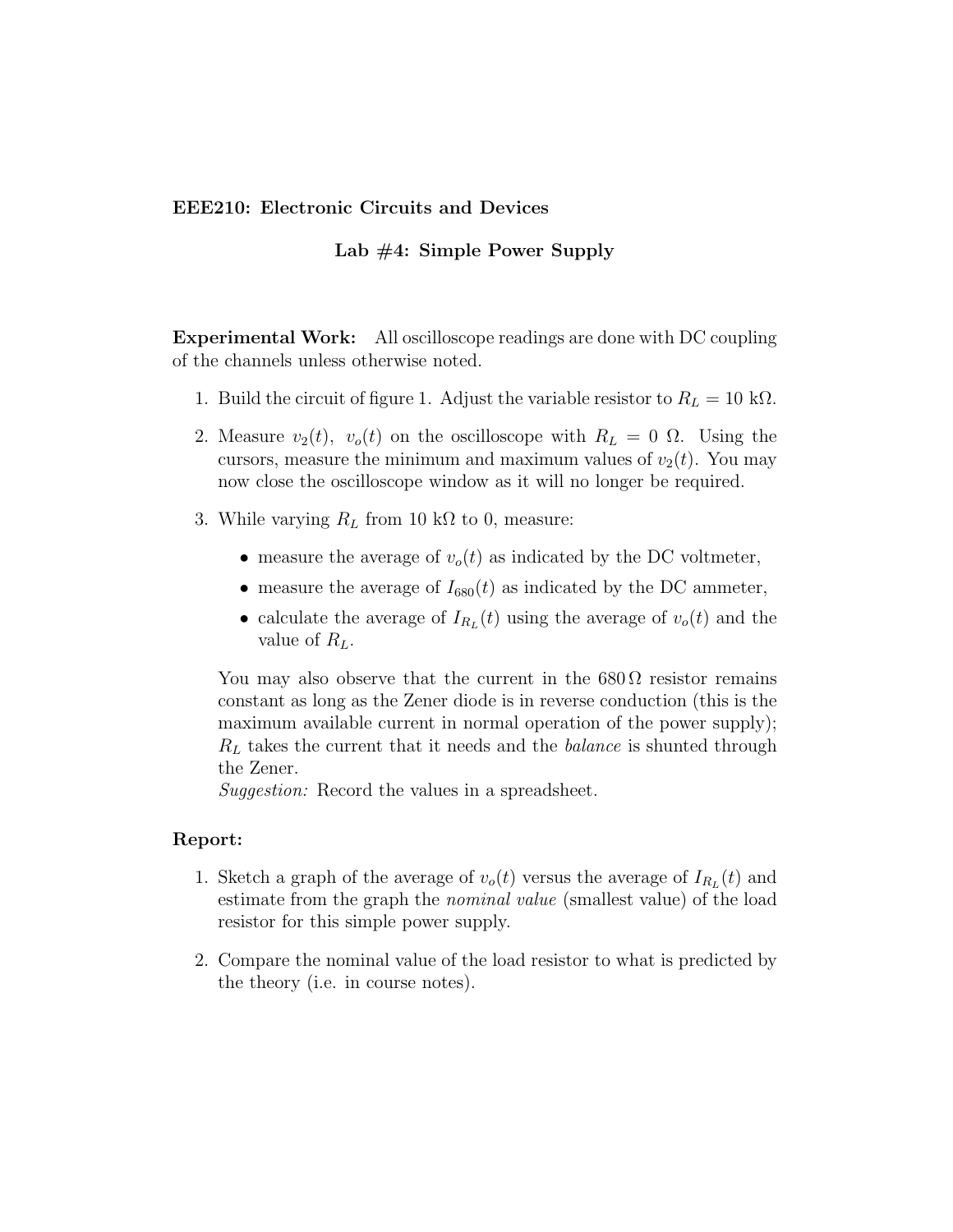**EEE210: Electronic Circuits and Devices**

## Lab #4: Simple Power Supply

**Experimental Work:** All oscilloscope readings are done with DC coupling of the channels unless otherwise noted.

1. Build the circuit of figure 1. Adjust the variable resistor to $R_L = 10$ kΩ.
2. Measure $v_2(t)$, $v_o(t)$ on the oscilloscope with $R_L = 0$ Ω. Using the cursors, measure the minimum and maximum values of $v_2(t)$. You may now close the oscilloscope window as it will no longer be required.
3. While varying $R_L$ from 10 kΩ to 0, measure:
   - measure the average of $v_o(t)$ as indicated by the DC voltmeter,
   - measure the average of $I_{680}(t)$ as indicated by the DC ammeter,
   - calculate the average of $I_{R_L}(t)$ using the average of $v_o(t)$ and the value of $R_L$.

   You may also observe that the current in the 680 Ω resistor remains constant as long as the Zener diode is in reverse conduction (this is the maximum available current in normal operation of the power supply); $R_L$ takes the current that it needs and the *balance* is shunted through the Zener.
   *Suggestion:* Record the values in a spreadsheet.

**Report:**

1. Sketch a graph of the average of $v_o(t)$ versus the average of $I_{R_L}(t)$ and estimate from the graph the *nominal value* (smallest value) of the load resistor for this simple power supply.
2. Compare the nominal value of the load resistor to what is predicted by the theory (i.e. in course notes).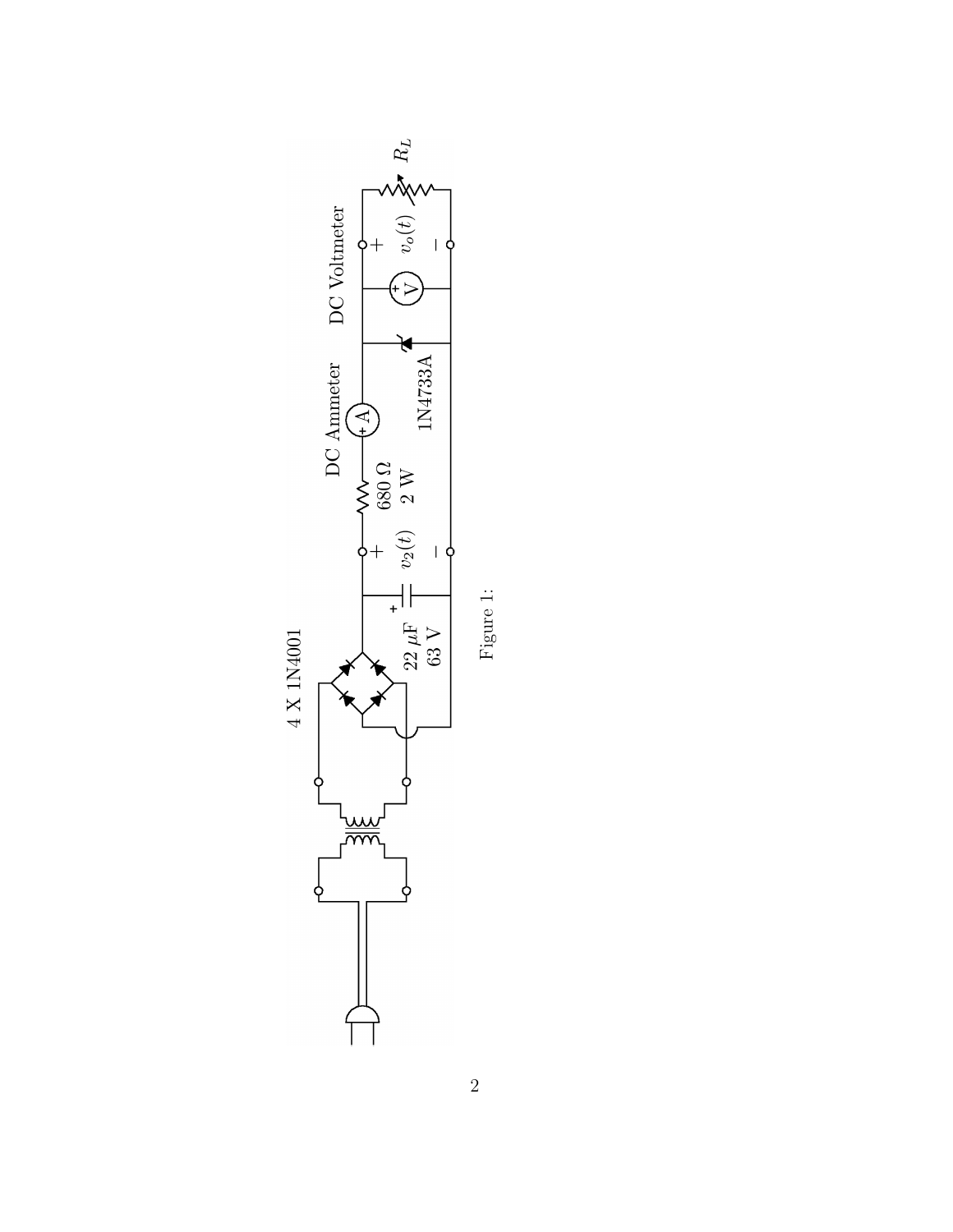4 X 1N4001

22 $\mu$F
63 V

$v_2(t)$

680 $\Omega$
2 W

DC Ammeter

1N4733A

DC Voltmeter

$v_o(t)$

$R_L$

Figure 1: